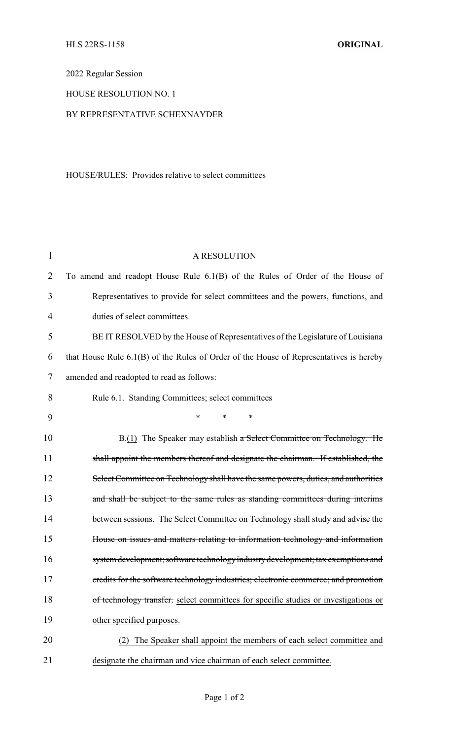HLS 22RS-1158 **ORIGINAL**

2022 Regular Session

HOUSE RESOLUTION NO. 1

BY REPRESENTATIVE SCHEXNAYDER

HOUSE/RULES: Provides relative to select committees

A RESOLUTION

To amend and readopt House Rule 6.1(B) of the Rules of Order of the House of Representatives to provide for select committees and the powers, functions, and duties of select committees.

BE IT RESOLVED by the House of Representatives of the Legislature of Louisiana that House Rule 6.1(B) of the Rules of Order of the House of Representatives is hereby amended and readopted to read as follows:

Rule 6.1. Standing Committees; select committees

\* \* \*

B.<u>(1)</u> The Speaker may establish ~~a Select Committee on Technology. He shall appoint the members thereof and designate the chairman. If established, the Select Committee on Technology shall have the same powers, duties, and authorities and shall be subject to the same rules as standing committees during interims between sessions. The Select Committee on Technology shall study and advise the House on issues and matters relating to information technology and information system development; software technology industry development; tax exemptions and credits for the software technology industries; electronic commerce; and promotion of technology transfer.~~ <u>select committees for specific studies or investigations or other specified purposes.</u>

<u>(2) The Speaker shall appoint the members of each select committee and designate the chairman and vice chairman of each select committee.</u>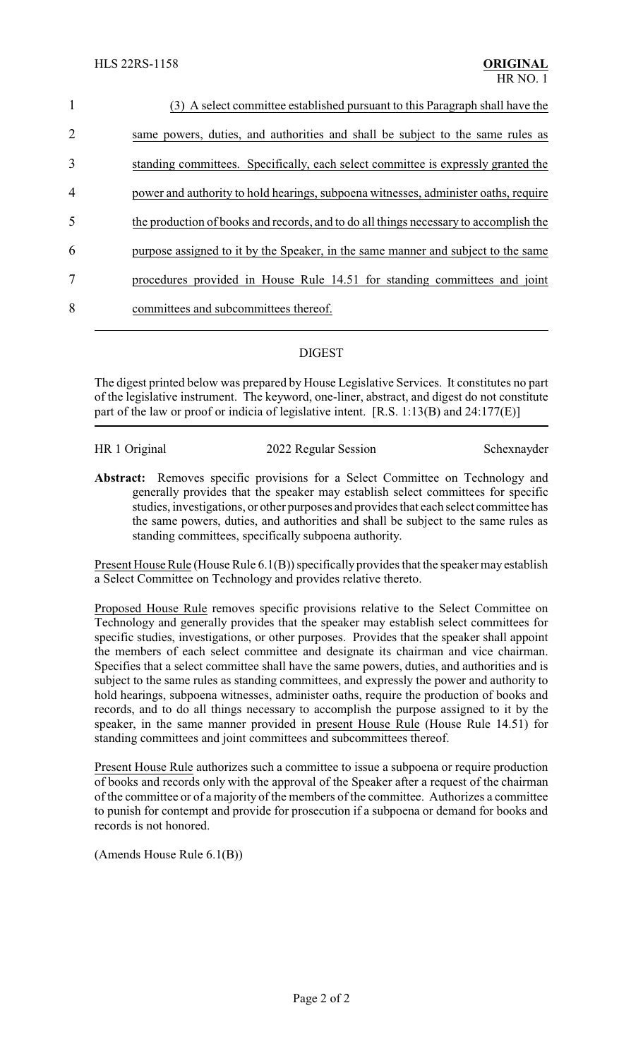1 (3) A select committee established pursuant to this Paragraph shall have the
2 same powers, duties, and authorities and shall be subject to the same rules as
3 standing committees. Specifically, each select committee is expressly granted the
4 power and authority to hold hearings, subpoena witnesses, administer oaths, require
5 the production of books and records, and to do all things necessary to accomplish the
6 purpose assigned to it by the Speaker, in the same manner and subject to the same
7 procedures provided in House Rule 14.51 for standing committees and joint
8 committees and subcommittees thereof.

## DIGEST

The digest printed below was prepared by House Legislative Services. It constitutes no part of the legislative instrument. The keyword, one-liner, abstract, and digest do not constitute part of the law or proof or indicia of legislative intent. [R.S. 1:13(B) and 24:177(E)]

HR 1 Original | 2022 Regular Session | Schexnayder

**Abstract:** Removes specific provisions for a Select Committee on Technology and generally provides that the speaker may establish select committees for specific studies, investigations, or other purposes and provides that each select committee has the same powers, duties, and authorities and shall be subject to the same rules as standing committees, specifically subpoena authority.

Present House Rule (House Rule 6.1(B)) specifically provides that the speaker may establish a Select Committee on Technology and provides relative thereto.

Proposed House Rule removes specific provisions relative to the Select Committee on Technology and generally provides that the speaker may establish select committees for specific studies, investigations, or other purposes. Provides that the speaker shall appoint the members of each select committee and designate its chairman and vice chairman. Specifies that a select committee shall have the same powers, duties, and authorities and is subject to the same rules as standing committees, and expressly the power and authority to hold hearings, subpoena witnesses, administer oaths, require the production of books and records, and to do all things necessary to accomplish the purpose assigned to it by the speaker, in the same manner provided in present House Rule (House Rule 14.51) for standing committees and joint committees and subcommittees thereof.

Present House Rule authorizes such a committee to issue a subpoena or require production of books and records only with the approval of the Speaker after a request of the chairman of the committee or of a majority of the members of the committee. Authorizes a committee to punish for contempt and provide for prosecution if a subpoena or demand for books and records is not honored.

(Amends House Rule 6.1(B))